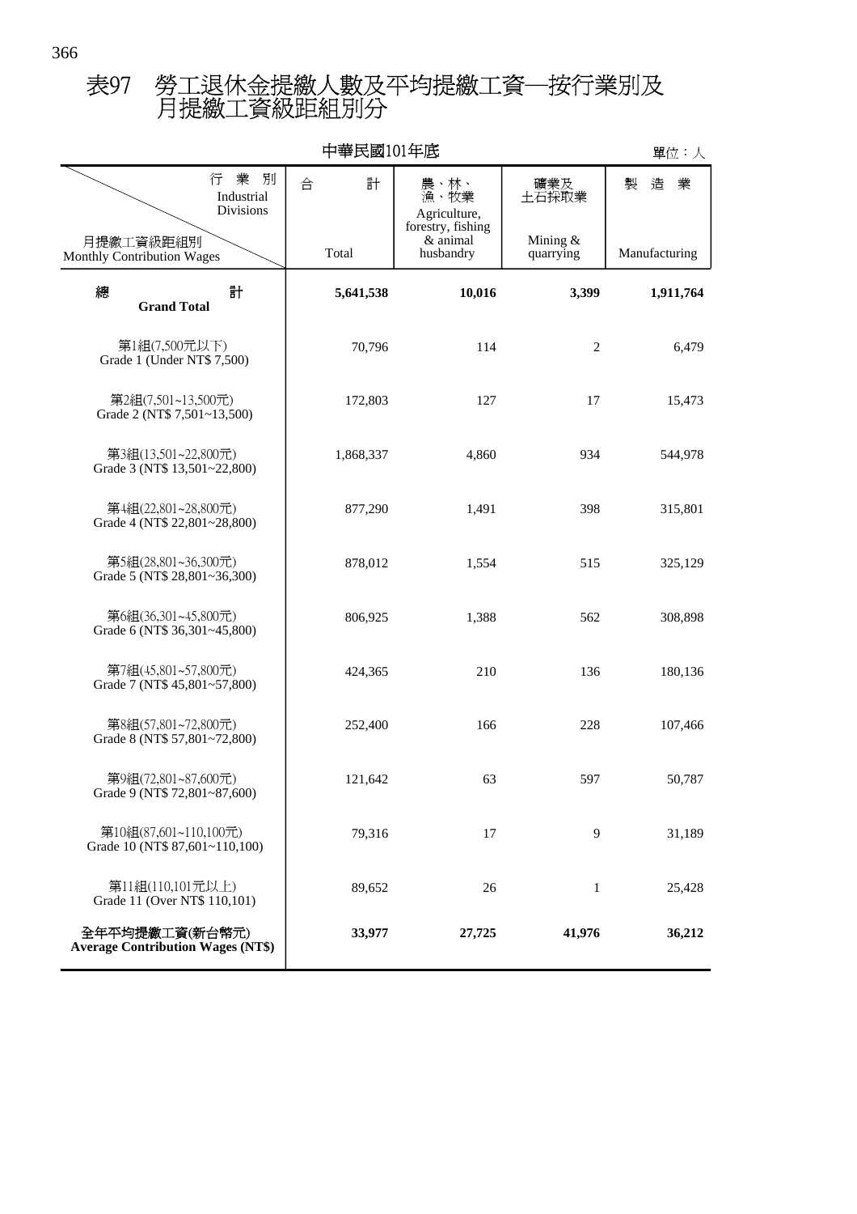# 表97　勞工退休金提繳人數及平均提繳工資─按行業別及月提繳工資級距組別分

中華民國101年底

單位：人

| 月提繳工資級距組別 Monthly Contribution Wages ＼ 行業別 Industrial Divisions | 合計 Total | 農、林、漁、牧業 Agriculture, forestry, fishing & animal husbandry | 礦業及土石採取業 Mining & quarrying | 製造業 Manufacturing |
|---|---|---|---|---|
| **總計 Grand Total** | **5,641,538** | **10,016** | **3,399** | **1,911,764** |
| 第1組(7,500元以下) Grade 1 (Under NT$ 7,500) | 70,796 | 114 | 2 | 6,479 |
| 第2組(7,501~13,500元) Grade 2 (NT$ 7,501~13,500) | 172,803 | 127 | 17 | 15,473 |
| 第3組(13,501~22,800元) Grade 3 (NT$ 13,501~22,800) | 1,868,337 | 4,860 | 934 | 544,978 |
| 第4組(22,801~28,800元) Grade 4 (NT$ 22,801~28,800) | 877,290 | 1,491 | 398 | 315,801 |
| 第5組(28,801~36,300元) Grade 5 (NT$ 28,801~36,300) | 878,012 | 1,554 | 515 | 325,129 |
| 第6組(36,301~45,800元) Grade 6 (NT$ 36,301~45,800) | 806,925 | 1,388 | 562 | 308,898 |
| 第7組(45,801~57,800元) Grade 7 (NT$ 45,801~57,800) | 424,365 | 210 | 136 | 180,136 |
| 第8組(57,801~72,800元) Grade 8 (NT$ 57,801~72,800) | 252,400 | 166 | 228 | 107,466 |
| 第9組(72,801~87,600元) Grade 9 (NT$ 72,801~87,600) | 121,642 | 63 | 597 | 50,787 |
| 第10組(87,601~110,100元) Grade 10 (NT$ 87,601~110,100) | 79,316 | 17 | 9 | 31,189 |
| 第11組(110,101元以上) Grade 11 (Over NT$ 110,101) | 89,652 | 26 | 1 | 25,428 |
| **全年平均提繳工資(新台幣元) Average Contribution Wages (NT$)** | **33,977** | **27,725** | **41,976** | **36,212** |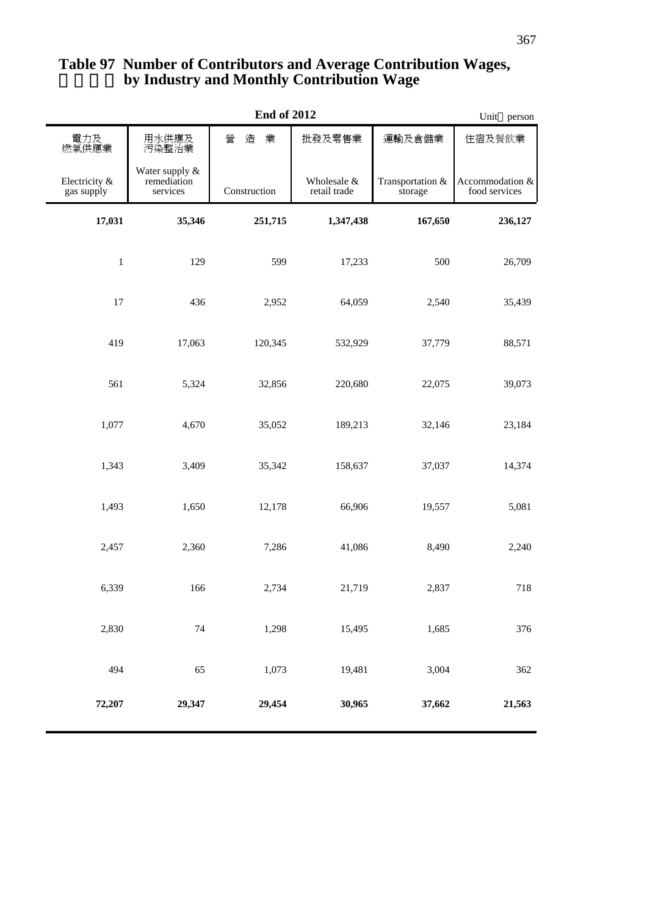# Table 97 Number of Contributors and Average Contribution Wages, by Industry and Monthly Contribution Wage

**End of 2012**

Unit：person

| 電力及燃氣供應業<br>Electricity & gas supply | 用水供應及污染整治業<br>Water supply & remediation services | 營造業<br>Construction | 批發及零售業<br>Wholesale & retail trade | 運輸及倉儲業<br>Transportation & storage | 住宿及餐飲業<br>Accommodation & food services |
|---|---|---|---|---|---|
| **17,031** | **35,346** | **251,715** | **1,347,438** | **167,650** | **236,127** |
| 1 | 129 | 599 | 17,233 | 500 | 26,709 |
| 17 | 436 | 2,952 | 64,059 | 2,540 | 35,439 |
| 419 | 17,063 | 120,345 | 532,929 | 37,779 | 88,571 |
| 561 | 5,324 | 32,856 | 220,680 | 22,075 | 39,073 |
| 1,077 | 4,670 | 35,052 | 189,213 | 32,146 | 23,184 |
| 1,343 | 3,409 | 35,342 | 158,637 | 37,037 | 14,374 |
| 1,493 | 1,650 | 12,178 | 66,906 | 19,557 | 5,081 |
| 2,457 | 2,360 | 7,286 | 41,086 | 8,490 | 2,240 |
| 6,339 | 166 | 2,734 | 21,719 | 2,837 | 718 |
| 2,830 | 74 | 1,298 | 15,495 | 1,685 | 376 |
| 494 | 65 | 1,073 | 19,481 | 3,004 | 362 |
| **72,207** | **29,347** | **29,454** | **30,965** | **37,662** | **21,563** |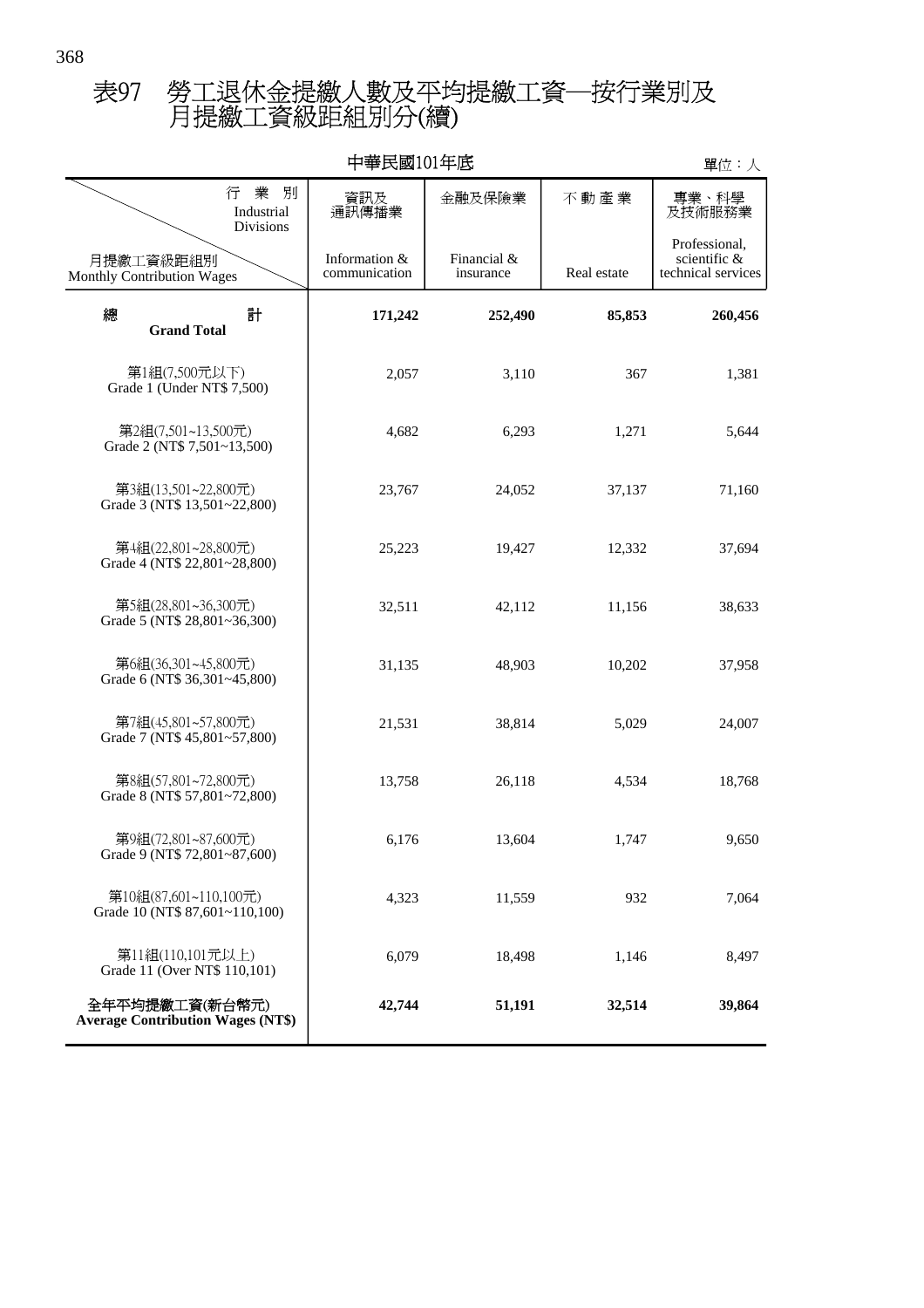# 表97　勞工退休金提繳人數及平均提繳工資─按行業別及月提繳工資級距組別分(續)

中華民國101年底

單位：人

| 行業別 Industrial Divisions / 月提繳工資級距組別 Monthly Contribution Wages | 資訊及通訊傳播業 Information & communication | 金融及保險業 Financial & insurance | 不動產業 Real estate | 專業、科學及技術服務業 Professional, scientific & technical services |
|---|---|---|---|---|
| **總計 Grand Total** | **171,242** | **252,490** | **85,853** | **260,456** |
| 第1組(7,500元以下) Grade 1 (Under NT$ 7,500) | 2,057 | 3,110 | 367 | 1,381 |
| 第2組(7,501~13,500元) Grade 2 (NT$ 7,501~13,500) | 4,682 | 6,293 | 1,271 | 5,644 |
| 第3組(13,501~22,800元) Grade 3 (NT$ 13,501~22,800) | 23,767 | 24,052 | 37,137 | 71,160 |
| 第4組(22,801~28,800元) Grade 4 (NT$ 22,801~28,800) | 25,223 | 19,427 | 12,332 | 37,694 |
| 第5組(28,801~36,300元) Grade 5 (NT$ 28,801~36,300) | 32,511 | 42,112 | 11,156 | 38,633 |
| 第6組(36,301~45,800元) Grade 6 (NT$ 36,301~45,800) | 31,135 | 48,903 | 10,202 | 37,958 |
| 第7組(45,801~57,800元) Grade 7 (NT$ 45,801~57,800) | 21,531 | 38,814 | 5,029 | 24,007 |
| 第8組(57,801~72,800元) Grade 8 (NT$ 57,801~72,800) | 13,758 | 26,118 | 4,534 | 18,768 |
| 第9組(72,801~87,600元) Grade 9 (NT$ 72,801~87,600) | 6,176 | 13,604 | 1,747 | 9,650 |
| 第10組(87,601~110,100元) Grade 10 (NT$ 87,601~110,100) | 4,323 | 11,559 | 932 | 7,064 |
| 第11組(110,101元以上) Grade 11 (Over NT$ 110,101) | 6,079 | 18,498 | 1,146 | 8,497 |
| **全年平均提繳工資(新台幣元) Average Contribution Wages (NT$)** | **42,744** | **51,191** | **32,514** | **39,864** |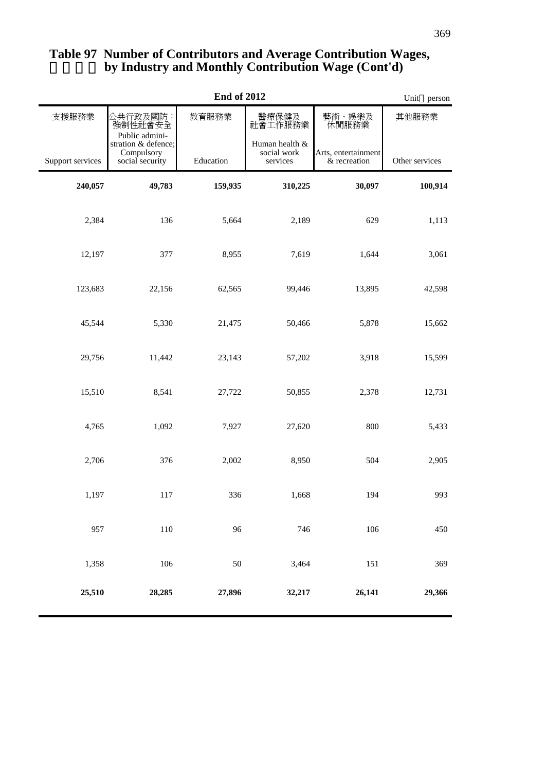# Table 97 Number of Contributors and Average Contribution Wages, by Industry and Monthly Contribution Wage (Cont'd)

**End of 2012**

Unit：person

| 支援服務業<br>Support services | 公共行政及國防；強制性社會安全<br>Public administration & defence; Compulsory social security | 教育服務業<br>Education | 醫療保健及社會工作服務業<br>Human health & social work services | 藝術、娛樂及休閒服務業<br>Arts, entertainment & recreation | 其他服務業<br>Other services |
|---:|---:|---:|---:|---:|---:|
| **240,057** | **49,783** | **159,935** | **310,225** | **30,097** | **100,914** |
| 2,384 | 136 | 5,664 | 2,189 | 629 | 1,113 |
| 12,197 | 377 | 8,955 | 7,619 | 1,644 | 3,061 |
| 123,683 | 22,156 | 62,565 | 99,446 | 13,895 | 42,598 |
| 45,544 | 5,330 | 21,475 | 50,466 | 5,878 | 15,662 |
| 29,756 | 11,442 | 23,143 | 57,202 | 3,918 | 15,599 |
| 15,510 | 8,541 | 27,722 | 50,855 | 2,378 | 12,731 |
| 4,765 | 1,092 | 7,927 | 27,620 | 800 | 5,433 |
| 2,706 | 376 | 2,002 | 8,950 | 504 | 2,905 |
| 1,197 | 117 | 336 | 1,668 | 194 | 993 |
| 957 | 110 | 96 | 746 | 106 | 450 |
| 1,358 | 106 | 50 | 3,464 | 151 | 369 |
| **25,510** | **28,285** | **27,896** | **32,217** | **26,141** | **29,366** |